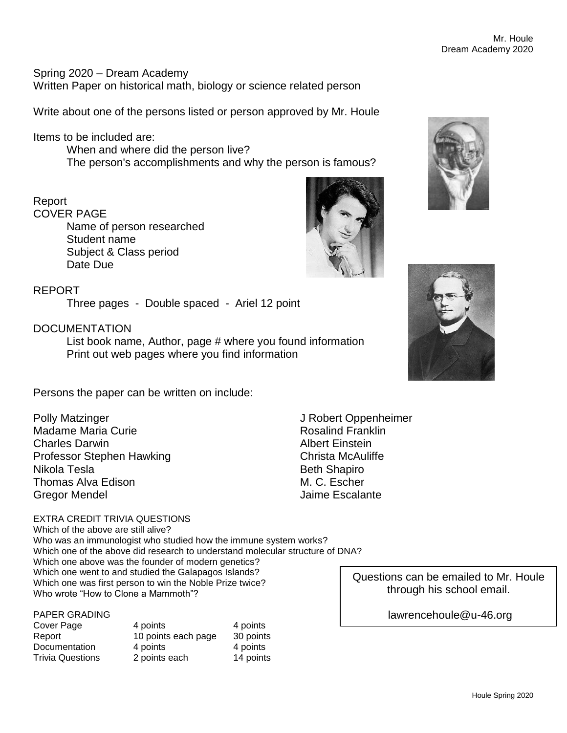Spring 2020 – Dream Academy
Written Paper on historical math, biology or science related person

Write about one of the persons listed or person approved by Mr. Houle

Items to be included are:

- When and where did the person live?
- The person's accomplishments and why the person is famous?

Report

COVER PAGE

- Name of person researched
- Student name
- Subject & Class period
- Date Due

REPORT

- Three pages - Double spaced - Ariel 12 point

DOCUMENTATION

- List book name, Author, page # where you found information
- Print out web pages where you find information

Persons the paper can be written on include:

- Polly Matzinger
- Madame Maria Curie
- Charles Darwin
- Professor Stephen Hawking
- Nikola Tesla
- Thomas Alva Edison
- Gregor Mendel
- J Robert Oppenheimer
- Rosalind Franklin
- Albert Einstein
- Christa McAuliffe
- Beth Shapiro
- M. C. Escher
- Jaime Escalante

EXTRA CREDIT TRIVIA QUESTIONS

Which of the above are still alive?
Who was an immunologist who studied how the immune system works?
Which one of the above did research to understand molecular structure of DNA?
Which one above was the founder of modern genetics?
Which one went to and studied the Galapagos Islands?
Which one was first person to win the Noble Prize twice?
Who wrote "How to Clone a Mammoth"?

PAPER GRADING

| | | |
|---|---|---|
| Cover Page | 4 points | 4 points |
| Report | 10 points each page | 30 points |
| Documentation | 4 points | 4 points |
| Trivia Questions | 2 points each | 14 points |

Questions can be emailed to Mr. Houle through his school email.

lawrencehoule@u-46.org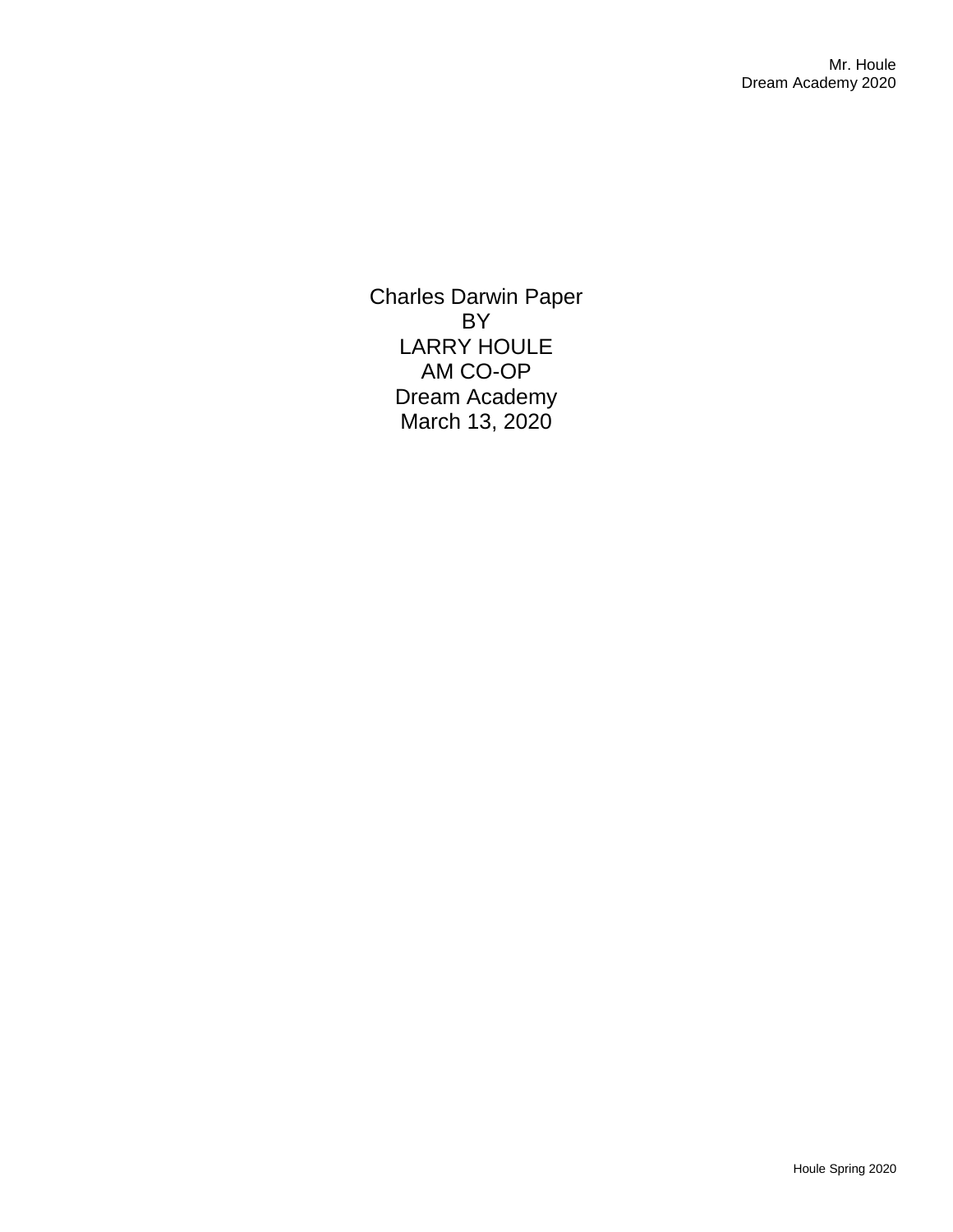Charles Darwin Paper
BY
LARRY HOULE
AM CO-OP
Dream Academy
March 13, 2020